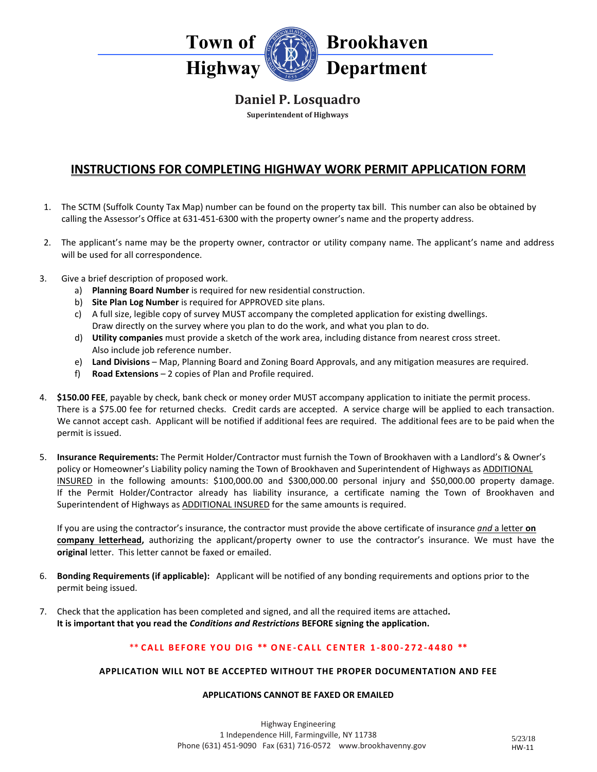# Town of Brookhaven Highway Department

**Daniel P. Losquadro**
**Superintendent of Highways**

## INSTRUCTIONS FOR COMPLETING HIGHWAY WORK PERMIT APPLICATION FORM

1. The SCTM (Suffolk County Tax Map) number can be found on the property tax bill. This number can also be obtained by calling the Assessor's Office at 631-451-6300 with the property owner's name and the property address.

2. The applicant's name may be the property owner, contractor or utility company name. The applicant's name and address will be used for all correspondence.

3. Give a brief description of proposed work.
   a) **Planning Board Number** is required for new residential construction.
   b) **Site Plan Log Number** is required for APPROVED site plans.
   c) A full size, legible copy of survey MUST accompany the completed application for existing dwellings. Draw directly on the survey where you plan to do the work, and what you plan to do.
   d) **Utility companies** must provide a sketch of the work area, including distance from nearest cross street. Also include job reference number.
   e) **Land Divisions** – Map, Planning Board and Zoning Board Approvals, and any mitigation measures are required.
   f) **Road Extensions** – 2 copies of Plan and Profile required.

4. **$150.00 FEE**, payable by check, bank check or money order MUST accompany application to initiate the permit process. There is a $75.00 fee for returned checks. Credit cards are accepted. A service charge will be applied to each transaction. We cannot accept cash. Applicant will be notified if additional fees are required. The additional fees are to be paid when the permit is issued.

5. **Insurance Requirements:** The Permit Holder/Contractor must furnish the Town of Brookhaven with a Landlord's & Owner's policy or Homeowner's Liability policy naming the Town of Brookhaven and Superintendent of Highways as ADDITIONAL INSURED in the following amounts: $100,000.00 and $300,000.00 personal injury and $50,000.00 property damage. If the Permit Holder/Contractor already has liability insurance, a certificate naming the Town of Brookhaven and Superintendent of Highways as ADDITIONAL INSURED for the same amounts is required.

   If you are using the contractor's insurance, the contractor must provide the above certificate of insurance ***and*** a letter **on company letterhead,** authorizing the applicant/property owner to use the contractor's insurance. We must have the **original** letter. This letter cannot be faxed or emailed.

6. **Bonding Requirements (if applicable):** Applicant will be notified of any bonding requirements and options prior to the permit being issued.

7. Check that the application has been completed and signed, and all the required items are attached**.**
   **It is important that you read the *Conditions and Restrictions* BEFORE signing the application.**

**\*\* CALL BEFORE YOU DIG \*\* ONE-CALL CENTER 1-800-272-4480 \*\***

**APPLICATION WILL NOT BE ACCEPTED WITHOUT THE PROPER DOCUMENTATION AND FEE**

**APPLICATIONS CANNOT BE FAXED OR EMAILED**

Highway Engineering
1 Independence Hill, Farmingville, NY 11738
Phone (631) 451-9090 Fax (631) 716-0572 www.brookhavenny.gov

5/23/18
HW-11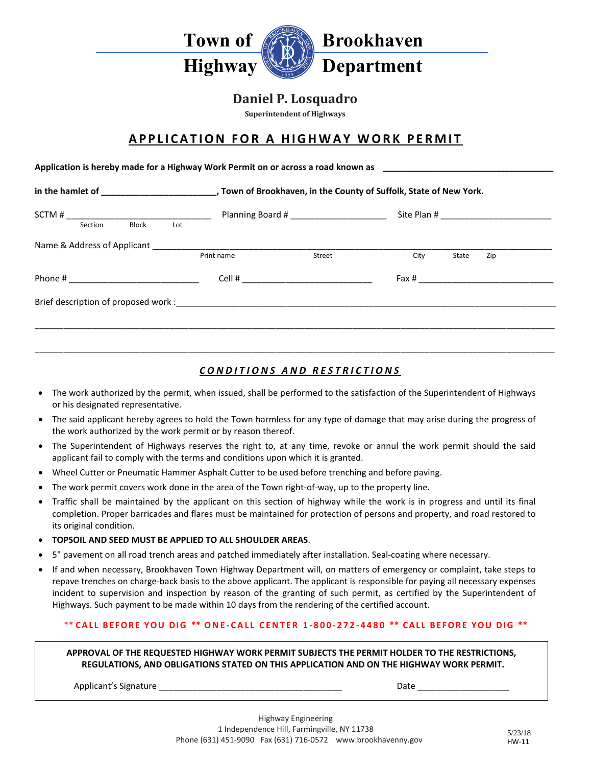# Town of Brookhaven Highway Department

## Daniel P. Losquadro

**Superintendent of Highways**

## APPLICATION FOR A HIGHWAY WORK PERMIT

**Application is hereby made for a Highway Work Permit on or across a road known as ___________________________________**

**in the hamlet of _______________________, Town of Brookhaven, in the County of Suffolk, State of New York.**

SCTM # ____________________________ Planning Board # ___________________ Site Plan # ______________________

Section Block Lot

Name & Address of Applicant ______________________________________________________________________________

Print name Street City State Zip

Phone # __________________________ Cell # __________________________ Fax # ___________________________

Brief description of proposed work :_________________________________________________________________________

_____________________________________________________________________________________________________

_____________________________________________________________________________________________________

### *CONDITIONS AND RESTRICTIONS*

- The work authorized by the permit, when issued, shall be performed to the satisfaction of the Superintendent of Highways or his designated representative.
- The said applicant hereby agrees to hold the Town harmless for any type of damage that may arise during the progress of the work authorized by the work permit or by reason thereof.
- The Superintendent of Highways reserves the right to, at any time, revoke or annul the work permit should the said applicant fail to comply with the terms and conditions upon which it is granted.
- Wheel Cutter or Pneumatic Hammer Asphalt Cutter to be used before trenching and before paving.
- The work permit covers work done in the area of the Town right-of-way, up to the property line.
- Traffic shall be maintained by the applicant on this section of highway while the work is in progress and until its final completion. Proper barricades and flares must be maintained for protection of persons and property, and road restored to its original condition.
- **TOPSOIL AND SEED MUST BE APPLIED TO ALL SHOULDER AREAS**.
- 5" pavement on all road trench areas and patched immediately after installation. Seal-coating where necessary.
- If and when necessary, Brookhaven Town Highway Department will, on matters of emergency or complaint, take steps to repave trenches on charge-back basis to the above applicant. The applicant is responsible for paying all necessary expenses incident to supervision and inspection by reason of the granting of such permit, as certified by the Superintendent of Highways. Such payment to be made within 10 days from the rendering of the certified account.

**** CALL BEFORE YOU DIG ** ONE-CALL CENTER 1-800-272-4480 ** CALL BEFORE YOU DIG ****

**APPROVAL OF THE REQUESTED HIGHWAY WORK PERMIT SUBJECTS THE PERMIT HOLDER TO THE RESTRICTIONS, REGULATIONS, AND OBLIGATIONS STATED ON THIS APPLICATION AND ON THE HIGHWAY WORK PERMIT.**

Applicant's Signature _____________________________________ Date __________________

Highway Engineering
1 Independence Hill, Farmingville, NY 11738
Phone (631) 451-9090 Fax (631) 716-0572 www.brookhavenny.gov

5/23/18
HW-11